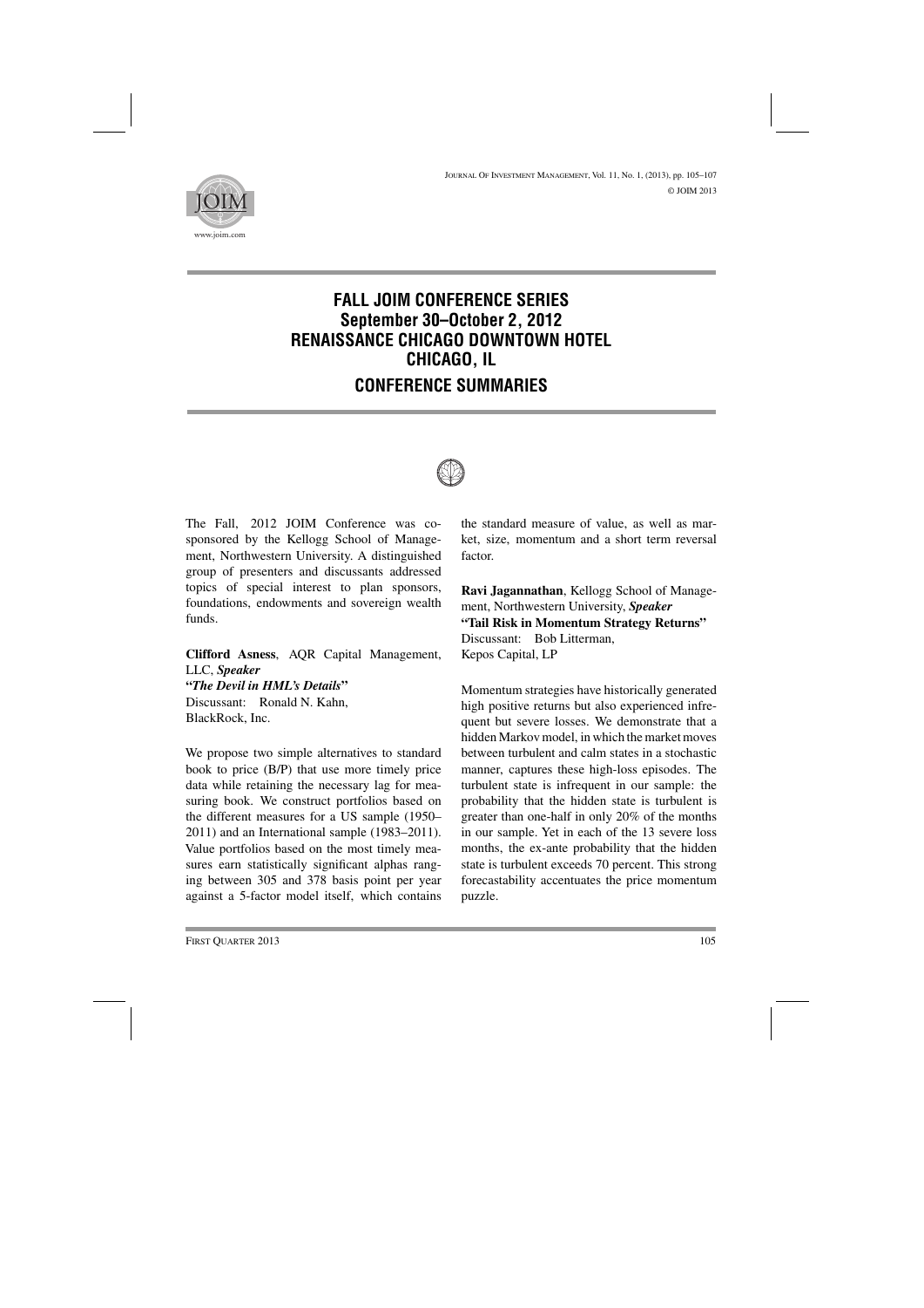# FALL JOIM CONFERENCE SERIES
## September 30–October 2, 2012
## RENAISSANCE CHICAGO DOWNTOWN HOTEL
## CHICAGO, IL

## CONFERENCE SUMMARIES

The Fall, 2012 JOIM Conference was co-sponsored by the Kellogg School of Management, Northwestern University. A distinguished group of presenters and discussants addressed topics of special interest to plan sponsors, foundations, endowments and sovereign wealth funds.

**Clifford Asness**, AQR Capital Management, LLC, ***Speaker***
**"*The Devil in HML's Details*"**
Discussant: Ronald N. Kahn, BlackRock, Inc.

We propose two simple alternatives to standard book to price (B/P) that use more timely price data while retaining the necessary lag for measuring book. We construct portfolios based on the different measures for a US sample (1950–2011) and an International sample (1983–2011). Value portfolios based on the most timely measures earn statistically significant alphas ranging between 305 and 378 basis point per year against a 5-factor model itself, which contains the standard measure of value, as well as market, size, momentum and a short term reversal factor.

**Ravi Jagannathan**, Kellogg School of Management, Northwestern University, ***Speaker***
**"Tail Risk in Momentum Strategy Returns"**
Discussant: Bob Litterman, Kepos Capital, LP

Momentum strategies have historically generated high positive returns but also experienced infrequent but severe losses. We demonstrate that a hidden Markov model, in which the market moves between turbulent and calm states in a stochastic manner, captures these high-loss episodes. The turbulent state is infrequent in our sample: the probability that the hidden state is turbulent is greater than one-half in only 20% of the months in our sample. Yet in each of the 13 severe loss months, the ex-ante probability that the hidden state is turbulent exceeds 70 percent. This strong forecastability accentuates the price momentum puzzle.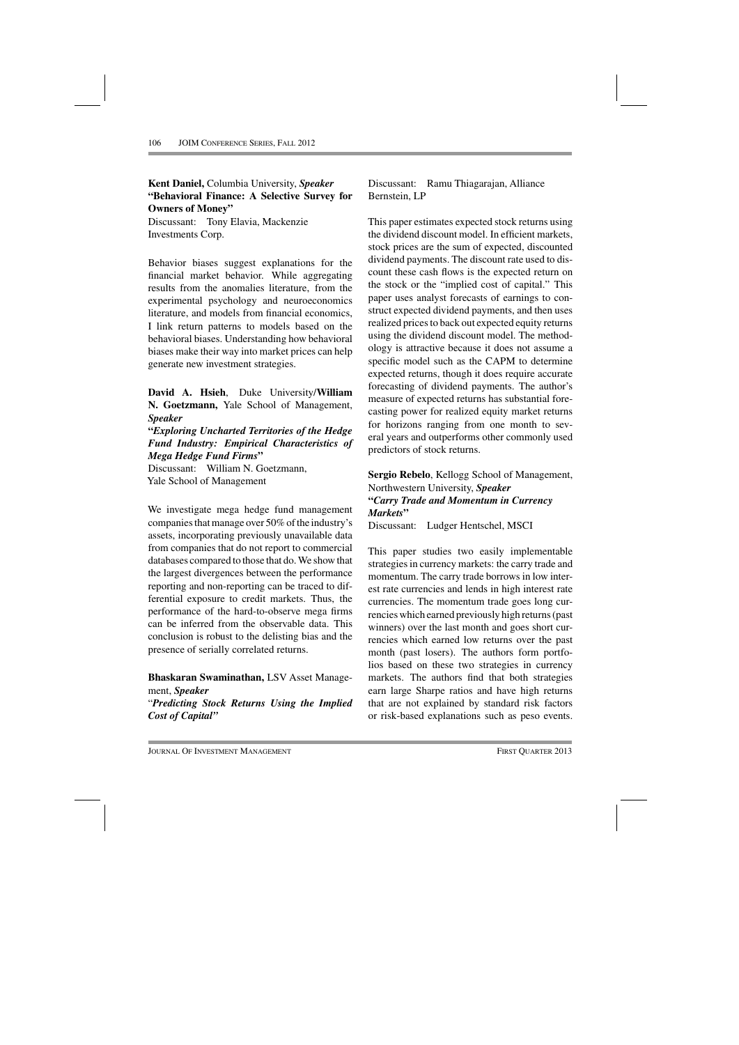**Kent Daniel,** Columbia University, ***Speaker***
**"Behavioral Finance: A Selective Survey for Owners of Money"**
Discussant: Tony Elavia, Mackenzie Investments Corp.

Behavior biases suggest explanations for the financial market behavior. While aggregating results from the anomalies literature, from the experimental psychology and neuroeconomics literature, and models from financial economics, I link return patterns to models based on the behavioral biases. Understanding how behavioral biases make their way into market prices can help generate new investment strategies.

**David A. Hsieh**, Duke University/**William N. Goetzmann,** Yale School of Management, ***Speaker***
**"*Exploring Uncharted Territories of the Hedge Fund Industry: Empirical Characteristics of Mega Hedge Fund Firms*"**
Discussant: William N. Goetzmann, Yale School of Management

We investigate mega hedge fund management companies that manage over 50% of the industry's assets, incorporating previously unavailable data from companies that do not report to commercial databases compared to those that do. We show that the largest divergences between the performance reporting and non-reporting can be traced to differential exposure to credit markets. Thus, the performance of the hard-to-observe mega firms can be inferred from the observable data. This conclusion is robust to the delisting bias and the presence of serially correlated returns.

**Bhaskaran Swaminathan,** LSV Asset Management, ***Speaker***
"***Predicting Stock Returns Using the Implied Cost of Capital"***
Discussant: Ramu Thiagarajan, Alliance Bernstein, LP

This paper estimates expected stock returns using the dividend discount model. In efficient markets, stock prices are the sum of expected, discounted dividend payments. The discount rate used to discount these cash flows is the expected return on the stock or the "implied cost of capital." This paper uses analyst forecasts of earnings to construct expected dividend payments, and then uses realized prices to back out expected equity returns using the dividend discount model. The methodology is attractive because it does not assume a specific model such as the CAPM to determine expected returns, though it does require accurate forecasting of dividend payments. The author's measure of expected returns has substantial forecasting power for realized equity market returns for horizons ranging from one month to several years and outperforms other commonly used predictors of stock returns.

**Sergio Rebelo**, Kellogg School of Management, Northwestern University, ***Speaker***
**"*Carry Trade and Momentum in Currency Markets*"**
Discussant: Ludger Hentschel, MSCI

This paper studies two easily implementable strategies in currency markets: the carry trade and momentum. The carry trade borrows in low interest rate currencies and lends in high interest rate currencies. The momentum trade goes long currencies which earned previously high returns (past winners) over the last month and goes short currencies which earned low returns over the past month (past losers). The authors form portfolios based on these two strategies in currency markets. The authors find that both strategies earn large Sharpe ratios and have high returns that are not explained by standard risk factors or risk-based explanations such as peso events.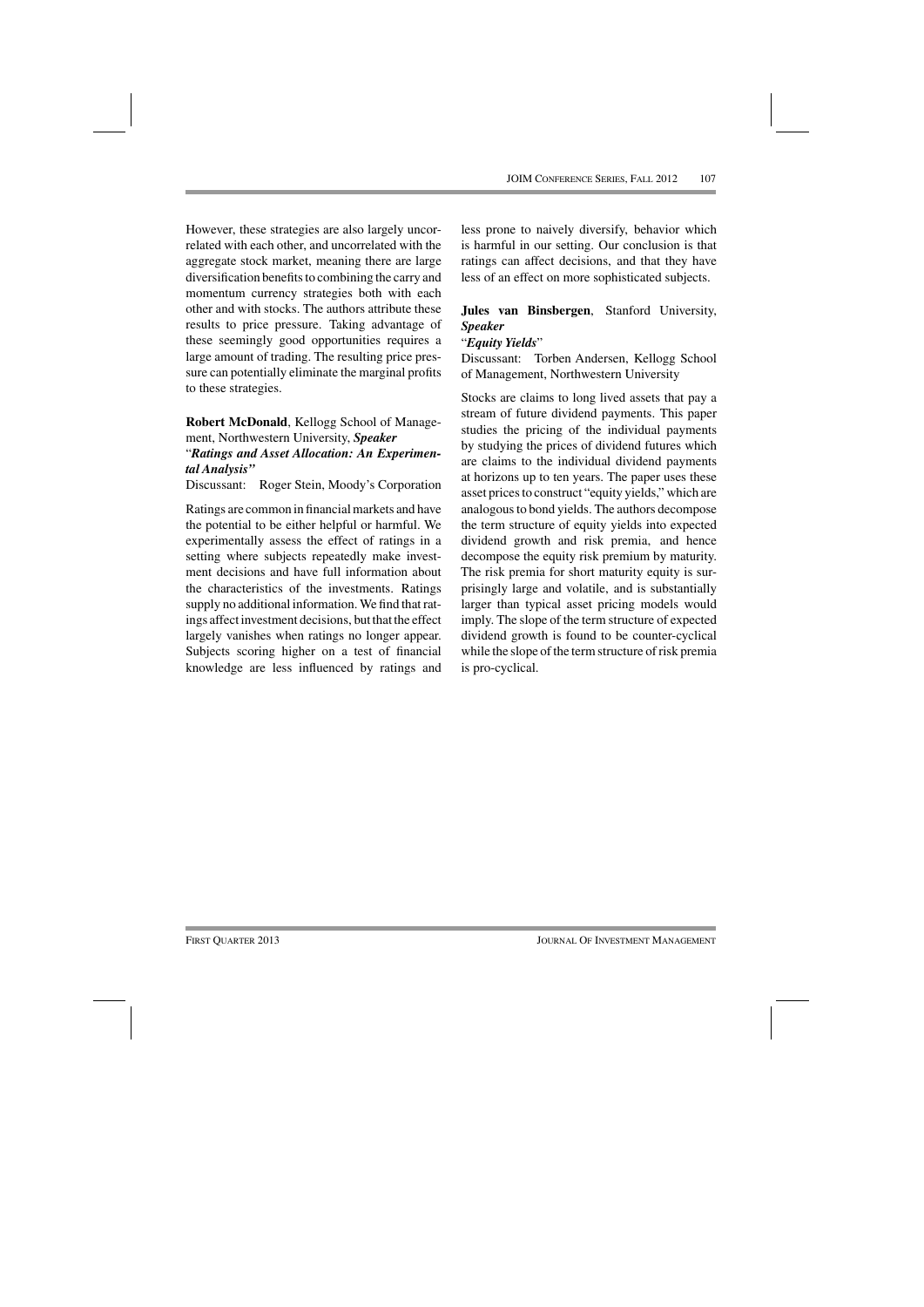However, these strategies are also largely uncorrelated with each other, and uncorrelated with the aggregate stock market, meaning there are large diversification benefits to combining the carry and momentum currency strategies both with each other and with stocks. The authors attribute these results to price pressure. Taking advantage of these seemingly good opportunities requires a large amount of trading. The resulting price pressure can potentially eliminate the marginal profits to these strategies.

**Robert McDonald**, Kellogg School of Management, Northwestern University, ***Speaker***
"***Ratings and Asset Allocation: An Experimental Analysis***"
Discussant: Roger Stein, Moody's Corporation

Ratings are common in financial markets and have the potential to be either helpful or harmful. We experimentally assess the effect of ratings in a setting where subjects repeatedly make investment decisions and have full information about the characteristics of the investments. Ratings supply no additional information. We find that ratings affect investment decisions, but that the effect largely vanishes when ratings no longer appear. Subjects scoring higher on a test of financial knowledge are less influenced by ratings and less prone to naively diversify, behavior which is harmful in our setting. Our conclusion is that ratings can affect decisions, and that they have less of an effect on more sophisticated subjects.

**Jules van Binsbergen**, Stanford University, ***Speaker***
"***Equity Yields***"
Discussant: Torben Andersen, Kellogg School of Management, Northwestern University

Stocks are claims to long lived assets that pay a stream of future dividend payments. This paper studies the pricing of the individual payments by studying the prices of dividend futures which are claims to the individual dividend payments at horizons up to ten years. The paper uses these asset prices to construct "equity yields," which are analogous to bond yields. The authors decompose the term structure of equity yields into expected dividend growth and risk premia, and hence decompose the equity risk premium by maturity. The risk premia for short maturity equity is surprisingly large and volatile, and is substantially larger than typical asset pricing models would imply. The slope of the term structure of expected dividend growth is found to be counter-cyclical while the slope of the term structure of risk premia is pro-cyclical.